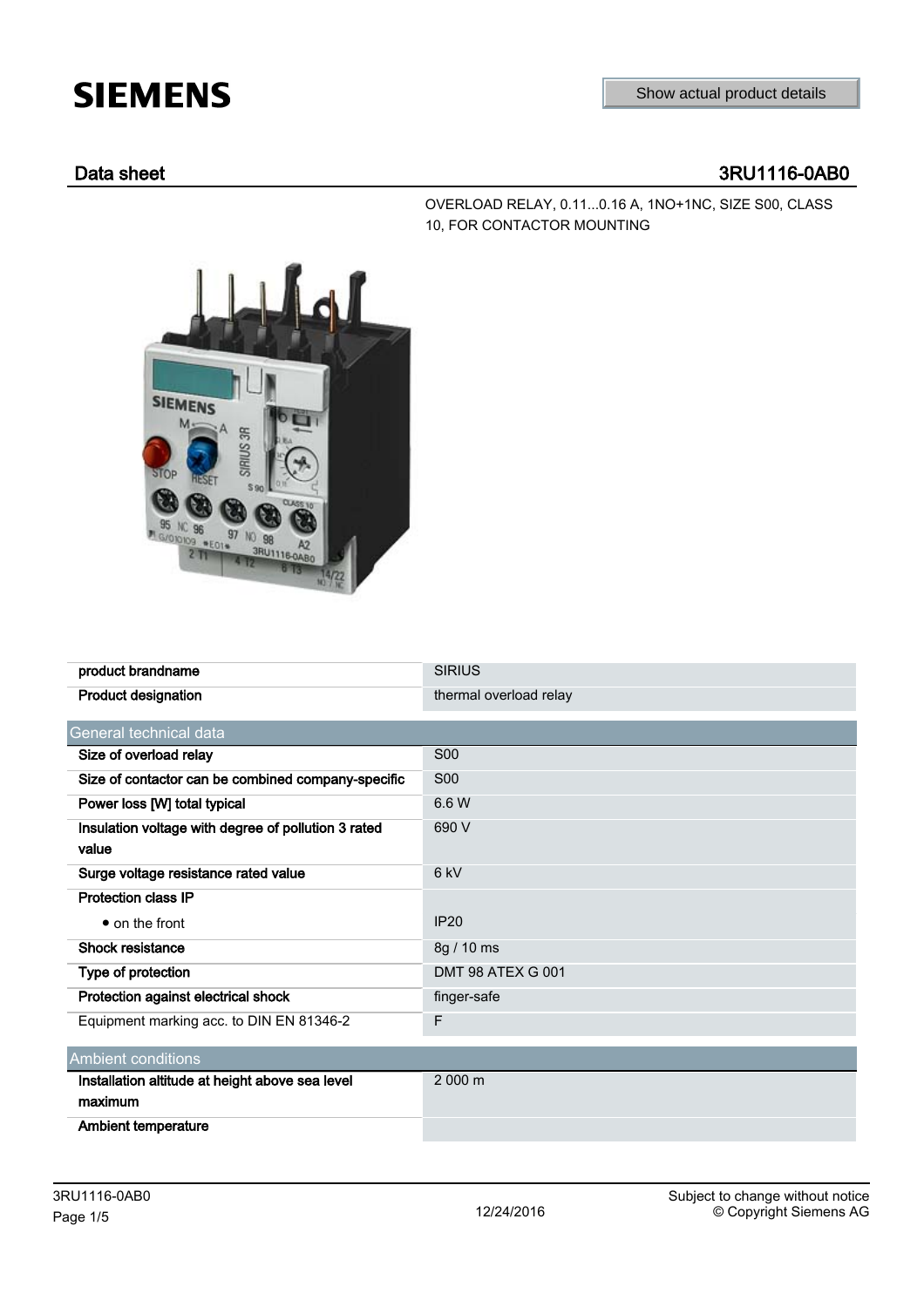SIEMENS

Show actual product details

## Data sheet 3RU1116-0AB0

OVERLOAD RELAY, 0.11...0.16 A, 1NO+1NC, SIZE S00, CLASS 10, FOR CONTACTOR MOUNTING

| | |
|---|---|
| **product brandname** | SIRIUS |
| **Product designation** | thermal overload relay |

| General technical data | |
|---|---|
| **Size of overload relay** | S00 |
| **Size of contactor can be combined company-specific** | S00 |
| **Power loss [W] total typical** | 6.6 W |
| **Insulation voltage with degree of pollution 3 rated value** | 690 V |
| **Surge voltage resistance rated value** | 6 kV |
| **Protection class IP** | |
| • on the front | IP20 |
| **Shock resistance** | 8g / 10 ms |
| **Type of protection** | DMT 98 ATEX G 001 |
| **Protection against electrical shock** | finger-safe |
| Equipment marking acc. to DIN EN 81346-2 | F |

| Ambient conditions | |
|---|---|
| **Installation altitude at height above sea level maximum** | 2 000 m |
| **Ambient temperature** | |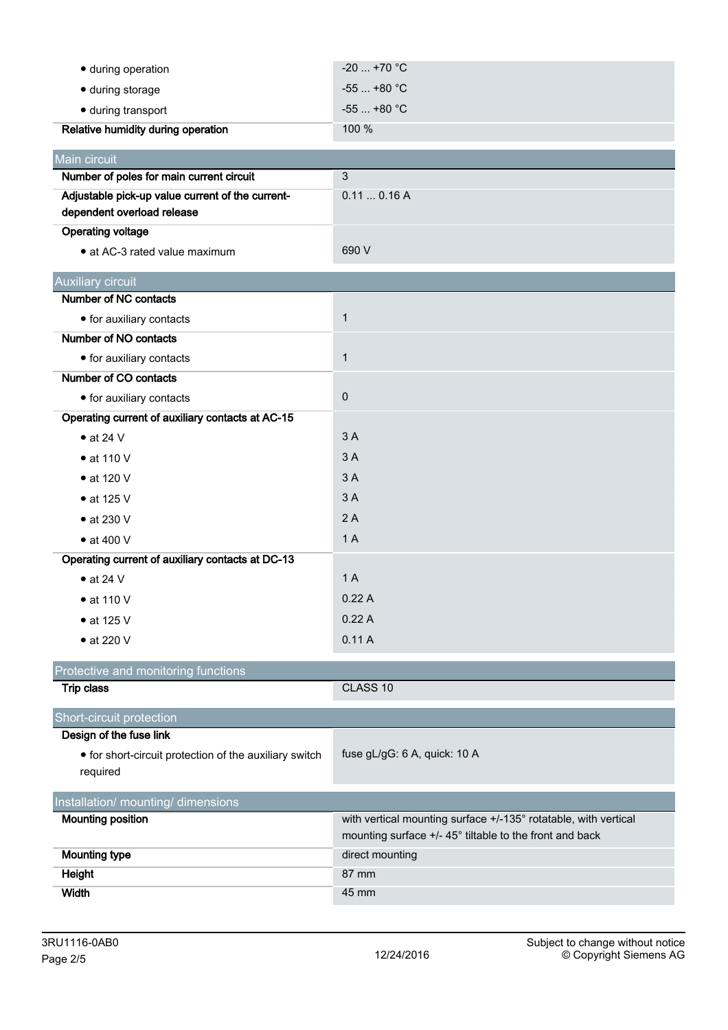| | |
|---|---|
| • during operation | -20 ... +70 °C |
| • during storage | -55 ... +80 °C |
| • during transport | -55 ... +80 °C |
| **Relative humidity during operation** | 100 % |

## Main circuit

| | |
|---|---|
| **Number of poles for main current circuit** | 3 |
| **Adjustable pick-up value current of the current-dependent overload release** | 0.11 ... 0.16 A |
| **Operating voltage** | |
| • at AC-3 rated value maximum | 690 V |

## Auxiliary circuit

| | |
|---|---|
| **Number of NC contacts** | |
| • for auxiliary contacts | 1 |
| **Number of NO contacts** | |
| • for auxiliary contacts | 1 |
| **Number of CO contacts** | |
| • for auxiliary contacts | 0 |
| **Operating current of auxiliary contacts at AC-15** | |
| • at 24 V | 3 A |
| • at 110 V | 3 A |
| • at 120 V | 3 A |
| • at 125 V | 3 A |
| • at 230 V | 2 A |
| • at 400 V | 1 A |
| **Operating current of auxiliary contacts at DC-13** | |
| • at 24 V | 1 A |
| • at 110 V | 0.22 A |
| • at 125 V | 0.22 A |
| • at 220 V | 0.11 A |

## Protective and monitoring functions

| | |
|---|---|
| **Trip class** | CLASS 10 |

## Short-circuit protection

| | |
|---|---|
| **Design of the fuse link** | |
| • for short-circuit protection of the auxiliary switch required | fuse gL/gG: 6 A, quick: 10 A |

## Installation/ mounting/ dimensions

| | |
|---|---|
| **Mounting position** | with vertical mounting surface +/-135° rotatable, with vertical mounting surface +/- 45° tiltable to the front and back |
| **Mounting type** | direct mounting |
| **Height** | 87 mm |
| **Width** | 45 mm |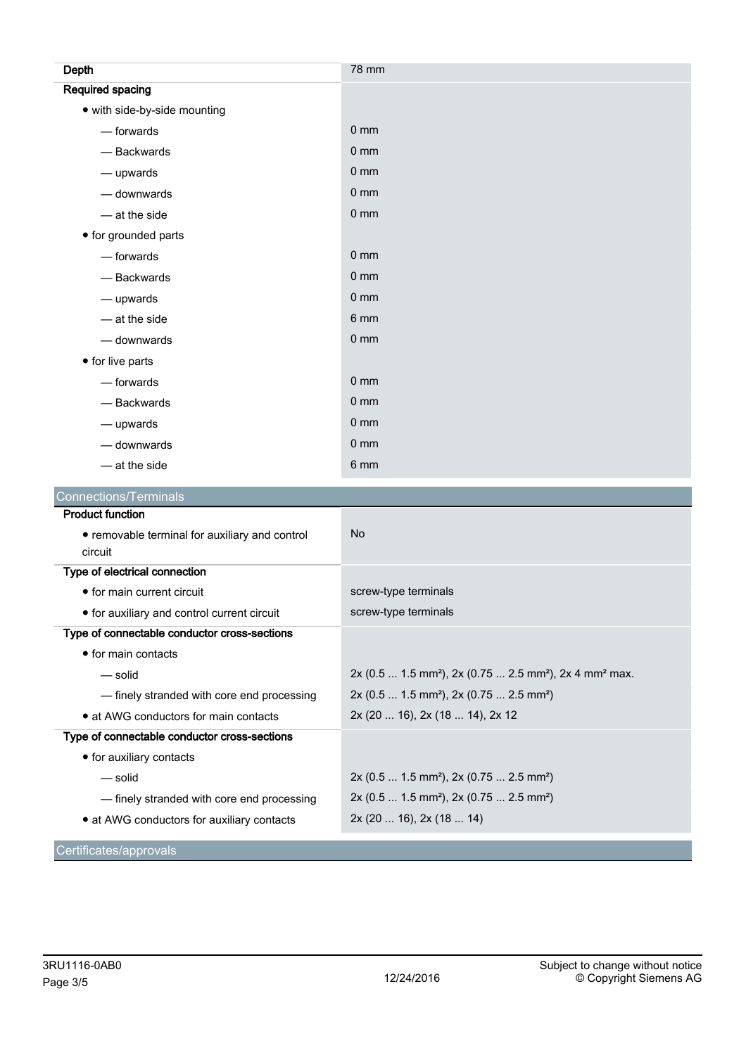| | |
|---|---|
| **Depth** | 78 mm |
| **Required spacing** | |
| • with side-by-side mounting | |
| — forwards | 0 mm |
| — Backwards | 0 mm |
| — upwards | 0 mm |
| — downwards | 0 mm |
| — at the side | 0 mm |
| • for grounded parts | |
| — forwards | 0 mm |
| — Backwards | 0 mm |
| — upwards | 0 mm |
| — at the side | 6 mm |
| — downwards | 0 mm |
| • for live parts | |
| — forwards | 0 mm |
| — Backwards | 0 mm |
| — upwards | 0 mm |
| — downwards | 0 mm |
| — at the side | 6 mm |

## Connections/Terminals

| | |
|---|---|
| **Product function** | |
| • removable terminal for auxiliary and control circuit | No |
| **Type of electrical connection** | |
| • for main current circuit | screw-type terminals |
| • for auxiliary and control current circuit | screw-type terminals |
| **Type of connectable conductor cross-sections** | |
| • for main contacts | |
| — solid | 2x (0.5 ... 1.5 mm²), 2x (0.75 ... 2.5 mm²), 2x 4 mm² max. |
| — finely stranded with core end processing | 2x (0.5 ... 1.5 mm²), 2x (0.75 ... 2.5 mm²) |
| • at AWG conductors for main contacts | 2x (20 ... 16), 2x (18 ... 14), 2x 12 |
| **Type of connectable conductor cross-sections** | |
| • for auxiliary contacts | |
| — solid | 2x (0.5 ... 1.5 mm²), 2x (0.75 ... 2.5 mm²) |
| — finely stranded with core end processing | 2x (0.5 ... 1.5 mm²), 2x (0.75 ... 2.5 mm²) |
| • at AWG conductors for auxiliary contacts | 2x (20 ... 16), 2x (18 ... 14) |

## Certificates/approvals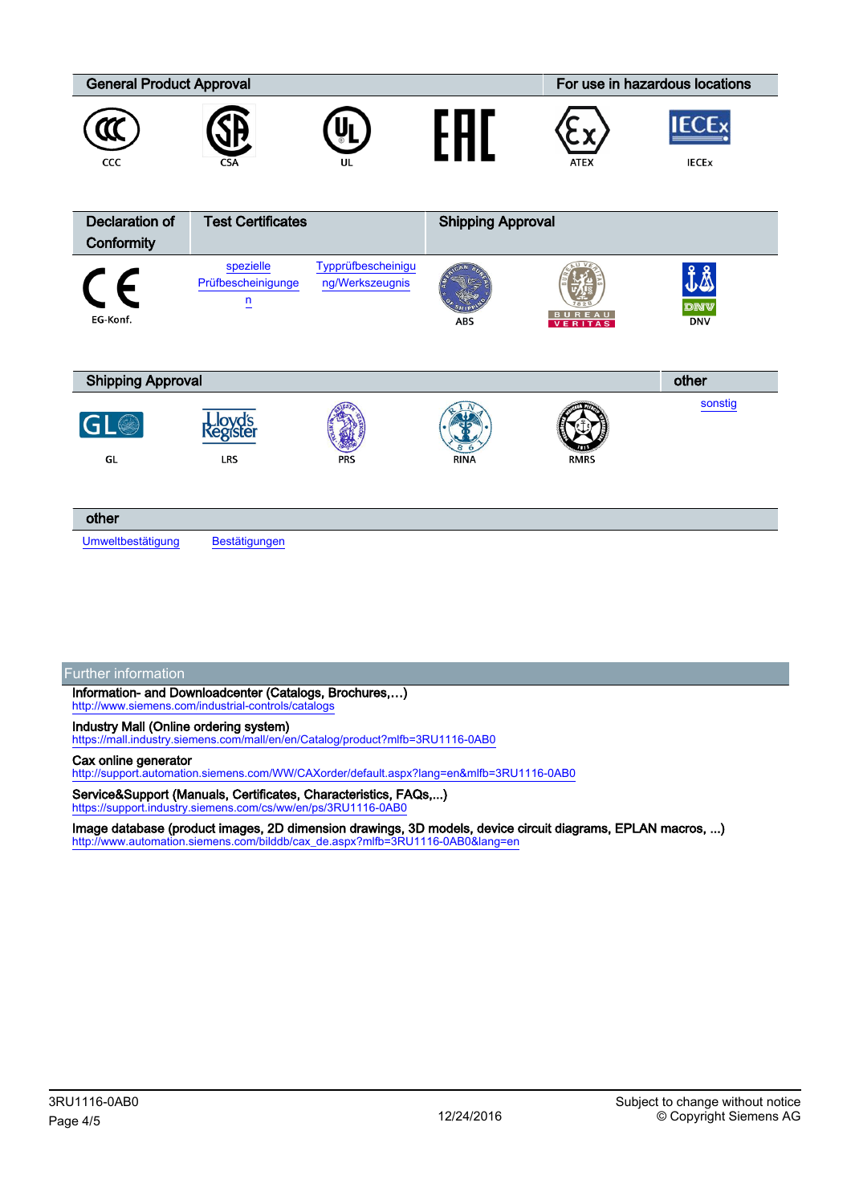| General Product Approval | | | | For use in hazardous locations | |
|---|---|---|---|---|---|
| CCC | CSA | UL | EAC | ATEX | IECEx |

| Declaration of Conformity | Test Certificates | | Shipping Approval | | |
|---|---|---|---|---|---|
| EG-Konf. | spezielle Prüfbescheinigungen | Typprüfbescheinigung/Werkszeugnis | ABS | BUREAU VERITAS | DNV |

| Shipping Approval | | | | | other |
|---|---|---|---|---|---|
| GL | LRS | PRS | RINA | RMRS | sonstig |

| other | |
|---|---|
| Umweltbestätigung | Bestätigungen |

## Further information

**Information- and Downloadcenter (Catalogs, Brochures,…)**
http://www.siemens.com/industrial-controls/catalogs

**Industry Mall (Online ordering system)**
https://mall.industry.siemens.com/mall/en/en/Catalog/product?mlfb=3RU1116-0AB0

**Cax online generator**
http://support.automation.siemens.com/WW/CAXorder/default.aspx?lang=en&mlfb=3RU1116-0AB0

**Service&Support (Manuals, Certificates, Characteristics, FAQs,...)**
https://support.industry.siemens.com/cs/ww/en/ps/3RU1116-0AB0

**Image database (product images, 2D dimension drawings, 3D models, device circuit diagrams, EPLAN macros, ...)**
http://www.automation.siemens.com/bilddb/cax_de.aspx?mlfb=3RU1116-0AB0&lang=en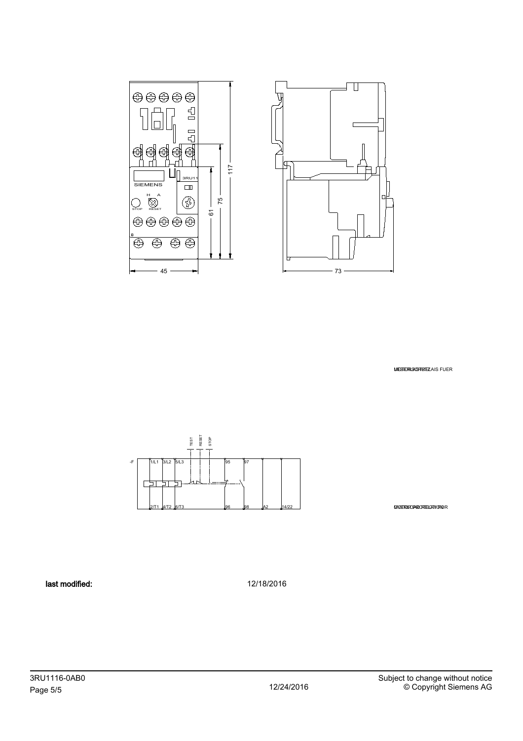45

117

75

61

73

3RU11

SIEMENS

H A

STOP RESET

ÜBERLASTRELAIS FUER

-F

TEST RESET STOP

1/L1 3/L2 5/L3 95 97

2/T1 4/T2 6/T3 96 98 A2 14/22

OVERLOAD RELAY FOR

**last modified:** 12/18/2016